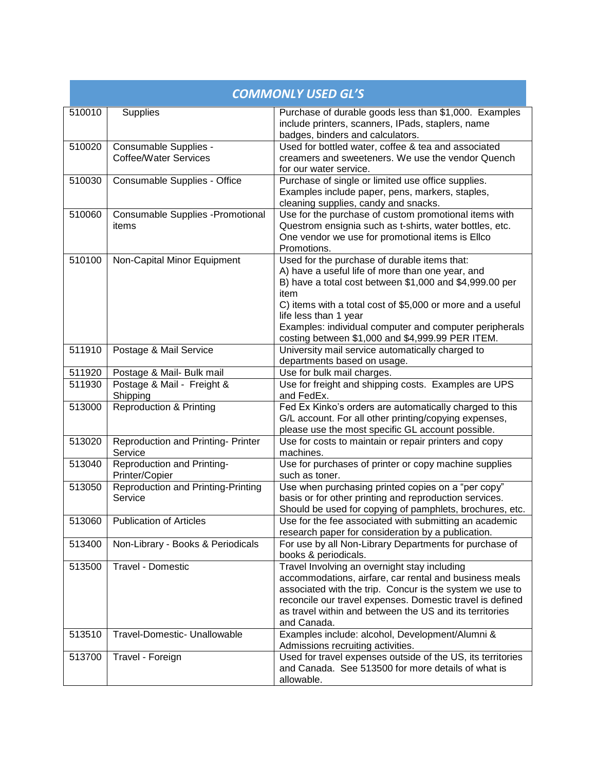| COMMONLY USED GL'S | | |
|---|---|---|
| 510010 | Supplies | Purchase of durable goods less than $1,000. Examples include printers, scanners, IPads, staplers, name badges, binders and calculators. |
| 510020 | Consumable Supplies - Coffee/Water Services | Used for bottled water, coffee & tea and associated creamers and sweeteners. We use the vendor Quench for our water service. |
| 510030 | Consumable Supplies - Office | Purchase of single or limited use office supplies. Examples include paper, pens, markers, staples, cleaning supplies, candy and snacks. |
| 510060 | Consumable Supplies -Promotional items | Use for the purchase of custom promotional items with Questrom ensignia such as t-shirts, water bottles, etc. One vendor we use for promotional items is Ellco Promotions. |
| 510100 | Non-Capital Minor Equipment | Used for the purchase of durable items that:<br>A) have a useful life of more than one year, and<br>B) have a total cost between $1,000 and $4,999.00 per item<br>C) items with a total cost of $5,000 or more and a useful life less than 1 year<br>Examples: individual computer and computer peripherals costing between $1,000 and $4,999.99 PER ITEM. |
| 511910 | Postage & Mail Service | University mail service automatically charged to departments based on usage. |
| 511920 | Postage & Mail- Bulk mail | Use for bulk mail charges. |
| 511930 | Postage & Mail - Freight & Shipping | Use for freight and shipping costs. Examples are UPS and FedEx. |
| 513000 | Reproduction & Printing | Fed Ex Kinko's orders are automatically charged to this G/L account. For all other printing/copying expenses, please use the most specific GL account possible. |
| 513020 | Reproduction and Printing- Printer Service | Use for costs to maintain or repair printers and copy machines. |
| 513040 | Reproduction and Printing- Printer/Copier | Use for purchases of printer or copy machine supplies such as toner. |
| 513050 | Reproduction and Printing-Printing Service | Use when purchasing printed copies on a "per copy" basis or for other printing and reproduction services. Should be used for copying of pamphlets, brochures, etc. |
| 513060 | Publication of Articles | Use for the fee associated with submitting an academic research paper for consideration by a publication. |
| 513400 | Non-Library - Books & Periodicals | For use by all Non-Library Departments for purchase of books & periodicals. |
| 513500 | Travel - Domestic | Travel Involving an overnight stay including accommodations, airfare, car rental and business meals associated with the trip. Concur is the system we use to reconcile our travel expenses. Domestic travel is defined as travel within and between the US and its territories and Canada. |
| 513510 | Travel-Domestic- Unallowable | Examples include: alcohol, Development/Alumni & Admissions recruiting activities. |
| 513700 | Travel - Foreign | Used for travel expenses outside of the US, its territories and Canada. See 513500 for more details of what is allowable. |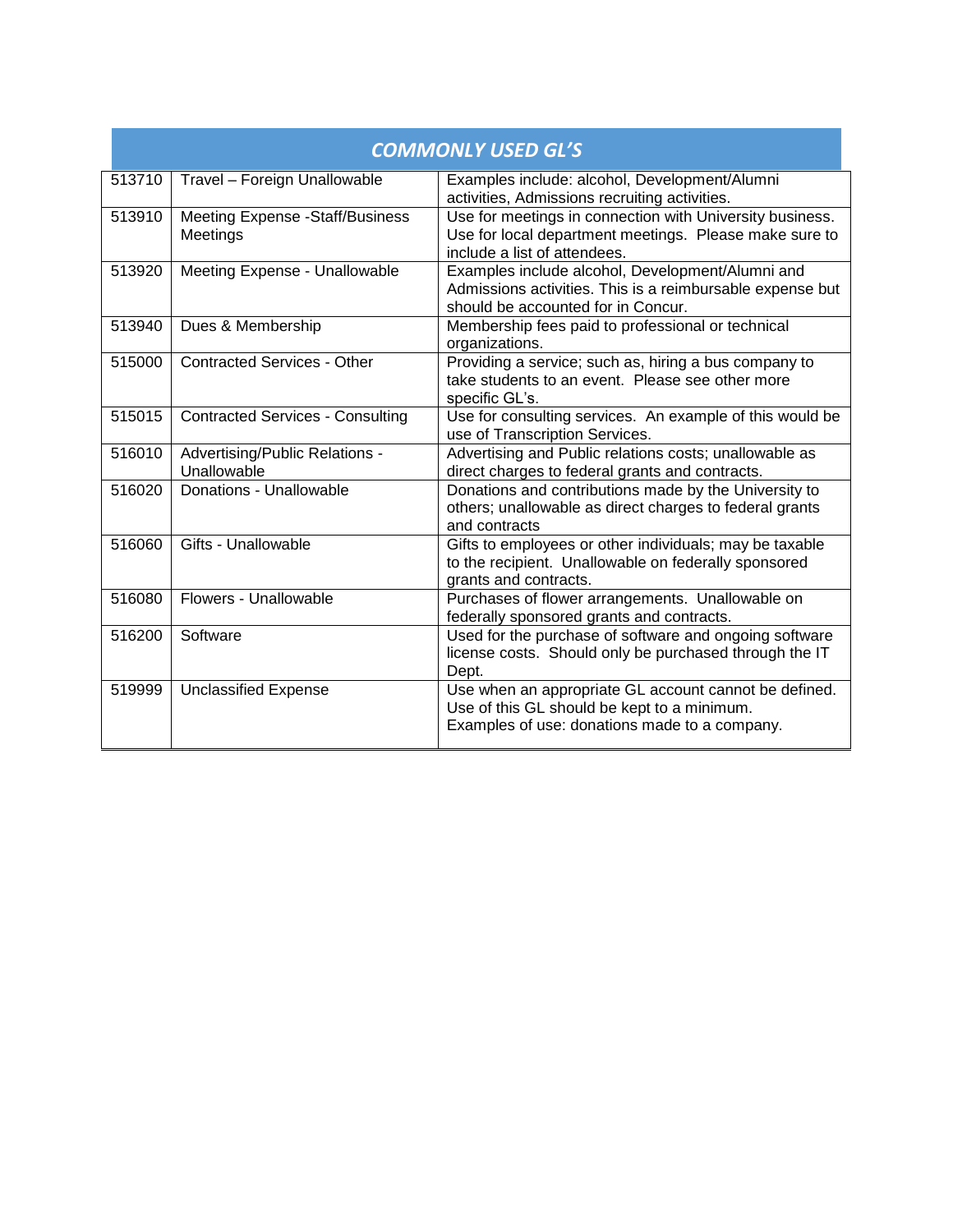## *COMMONLY USED GL'S*

| | | |
|---|---|---|
| 513710 | Travel – Foreign Unallowable | Examples include: alcohol, Development/Alumni activities, Admissions recruiting activities. |
| 513910 | Meeting Expense -Staff/Business Meetings | Use for meetings in connection with University business. Use for local department meetings. Please make sure to include a list of attendees. |
| 513920 | Meeting Expense - Unallowable | Examples include alcohol, Development/Alumni and Admissions activities. This is a reimbursable expense but should be accounted for in Concur. |
| 513940 | Dues & Membership | Membership fees paid to professional or technical organizations. |
| 515000 | Contracted Services - Other | Providing a service; such as, hiring a bus company to take students to an event. Please see other more specific GL's. |
| 515015 | Contracted Services - Consulting | Use for consulting services. An example of this would be use of Transcription Services. |
| 516010 | Advertising/Public Relations - Unallowable | Advertising and Public relations costs; unallowable as direct charges to federal grants and contracts. |
| 516020 | Donations - Unallowable | Donations and contributions made by the University to others; unallowable as direct charges to federal grants and contracts |
| 516060 | Gifts - Unallowable | Gifts to employees or other individuals; may be taxable to the recipient. Unallowable on federally sponsored grants and contracts. |
| 516080 | Flowers - Unallowable | Purchases of flower arrangements. Unallowable on federally sponsored grants and contracts. |
| 516200 | Software | Used for the purchase of software and ongoing software license costs. Should only be purchased through the IT Dept. |
| 519999 | Unclassified Expense | Use when an appropriate GL account cannot be defined. Use of this GL should be kept to a minimum. Examples of use: donations made to a company. |